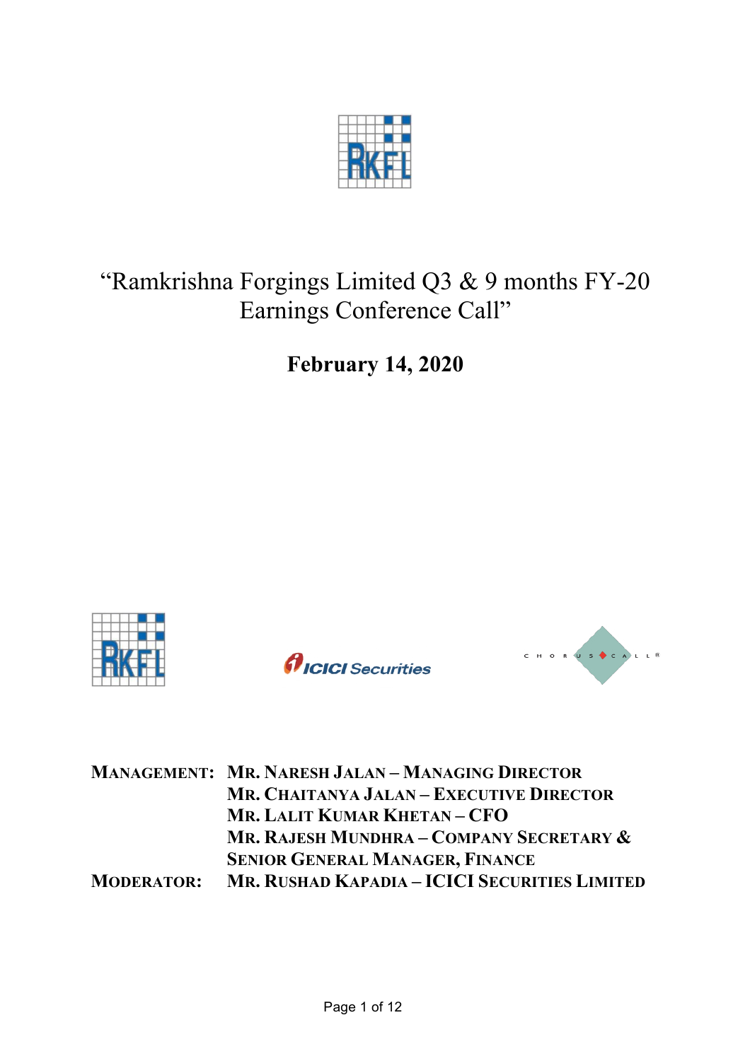# "Ramkrishna Forgings Limited Q3 & 9 months FY-20 Earnings Conference Call"

**February 14, 2020**

| | |
|---|---|
| **MANAGEMENT:** | **MR. NARESH JALAN – MANAGING DIRECTOR** |
| | **MR. CHAITANYA JALAN – EXECUTIVE DIRECTOR** |
| | **MR. LALIT KUMAR KHETAN – CFO** |
| | **MR. RAJESH MUNDHRA – COMPANY SECRETARY & SENIOR GENERAL MANAGER, FINANCE** |
| **MODERATOR:** | **MR. RUSHAD KAPADIA – ICICI SECURITIES LIMITED** |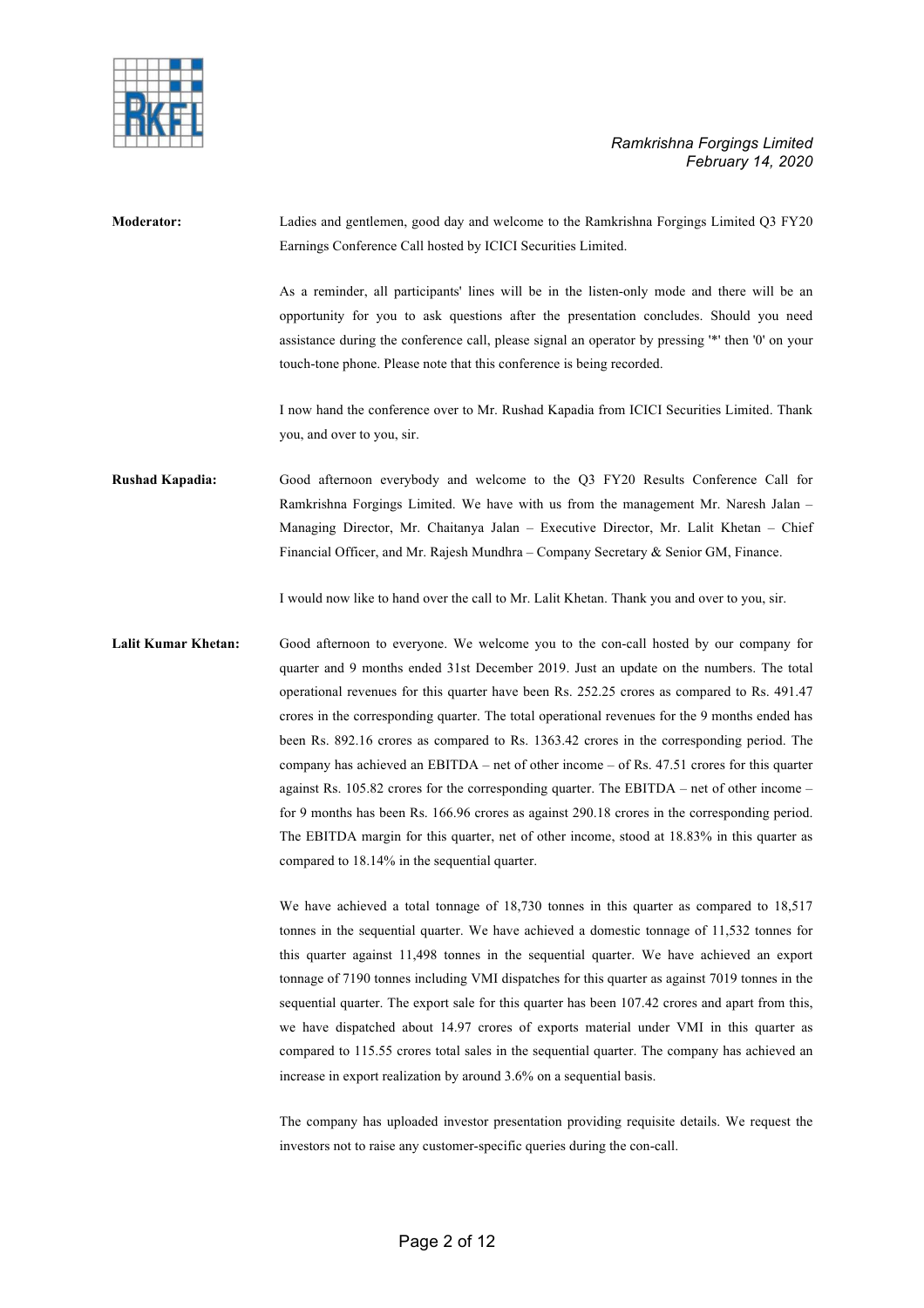**Moderator:** Ladies and gentlemen, good day and welcome to the Ramkrishna Forgings Limited Q3 FY20 Earnings Conference Call hosted by ICICI Securities Limited.

As a reminder, all participants' lines will be in the listen-only mode and there will be an opportunity for you to ask questions after the presentation concludes. Should you need assistance during the conference call, please signal an operator by pressing '*' then '0' on your touch-tone phone. Please note that this conference is being recorded.

I now hand the conference over to Mr. Rushad Kapadia from ICICI Securities Limited. Thank you, and over to you, sir.

**Rushad Kapadia:** Good afternoon everybody and welcome to the Q3 FY20 Results Conference Call for Ramkrishna Forgings Limited. We have with us from the management Mr. Naresh Jalan – Managing Director, Mr. Chaitanya Jalan – Executive Director, Mr. Lalit Khetan – Chief Financial Officer, and Mr. Rajesh Mundhra – Company Secretary & Senior GM, Finance.

I would now like to hand over the call to Mr. Lalit Khetan. Thank you and over to you, sir.

**Lalit Kumar Khetan:** Good afternoon to everyone. We welcome you to the con-call hosted by our company for quarter and 9 months ended 31st December 2019. Just an update on the numbers. The total operational revenues for this quarter have been Rs. 252.25 crores as compared to Rs. 491.47 crores in the corresponding quarter. The total operational revenues for the 9 months ended has been Rs. 892.16 crores as compared to Rs. 1363.42 crores in the corresponding period. The company has achieved an EBITDA – net of other income – of Rs. 47.51 crores for this quarter against Rs. 105.82 crores for the corresponding quarter. The EBITDA – net of other income – for 9 months has been Rs. 166.96 crores as against 290.18 crores in the corresponding period. The EBITDA margin for this quarter, net of other income, stood at 18.83% in this quarter as compared to 18.14% in the sequential quarter.

We have achieved a total tonnage of 18,730 tonnes in this quarter as compared to 18,517 tonnes in the sequential quarter. We have achieved a domestic tonnage of 11,532 tonnes for this quarter against 11,498 tonnes in the sequential quarter. We have achieved an export tonnage of 7190 tonnes including VMI dispatches for this quarter as against 7019 tonnes in the sequential quarter. The export sale for this quarter has been 107.42 crores and apart from this, we have dispatched about 14.97 crores of exports material under VMI in this quarter as compared to 115.55 crores total sales in the sequential quarter. The company has achieved an increase in export realization by around 3.6% on a sequential basis.

The company has uploaded investor presentation providing requisite details. We request the investors not to raise any customer-specific queries during the con-call.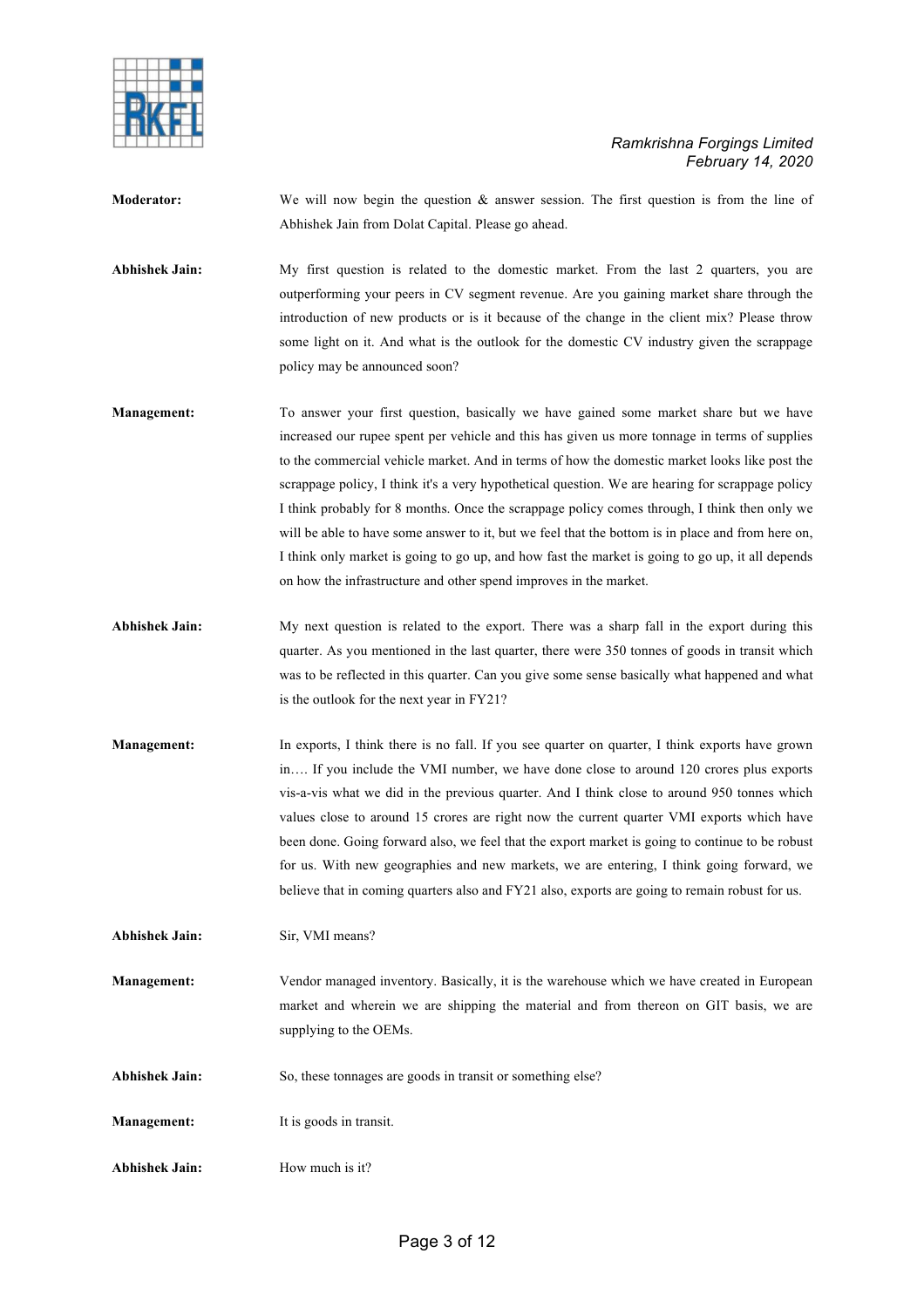**Moderator:** We will now begin the question & answer session. The first question is from the line of Abhishek Jain from Dolat Capital. Please go ahead.

**Abhishek Jain:** My first question is related to the domestic market. From the last 2 quarters, you are outperforming your peers in CV segment revenue. Are you gaining market share through the introduction of new products or is it because of the change in the client mix? Please throw some light on it. And what is the outlook for the domestic CV industry given the scrappage policy may be announced soon?

**Management:** To answer your first question, basically we have gained some market share but we have increased our rupee spent per vehicle and this has given us more tonnage in terms of supplies to the commercial vehicle market. And in terms of how the domestic market looks like post the scrappage policy, I think it's a very hypothetical question. We are hearing for scrappage policy I think probably for 8 months. Once the scrappage policy comes through, I think then only we will be able to have some answer to it, but we feel that the bottom is in place and from here on, I think only market is going to go up, and how fast the market is going to go up, it all depends on how the infrastructure and other spend improves in the market.

**Abhishek Jain:** My next question is related to the export. There was a sharp fall in the export during this quarter. As you mentioned in the last quarter, there were 350 tonnes of goods in transit which was to be reflected in this quarter. Can you give some sense basically what happened and what is the outlook for the next year in FY21?

**Management:** In exports, I think there is no fall. If you see quarter on quarter, I think exports have grown in…. If you include the VMI number, we have done close to around 120 crores plus exports vis-a-vis what we did in the previous quarter. And I think close to around 950 tonnes which values close to around 15 crores are right now the current quarter VMI exports which have been done. Going forward also, we feel that the export market is going to continue to be robust for us. With new geographies and new markets, we are entering, I think going forward, we believe that in coming quarters also and FY21 also, exports are going to remain robust for us.

**Abhishek Jain:** Sir, VMI means?

**Management:** Vendor managed inventory. Basically, it is the warehouse which we have created in European market and wherein we are shipping the material and from thereon on GIT basis, we are supplying to the OEMs.

**Abhishek Jain:** So, these tonnages are goods in transit or something else?

**Management:** It is goods in transit.

**Abhishek Jain:** How much is it?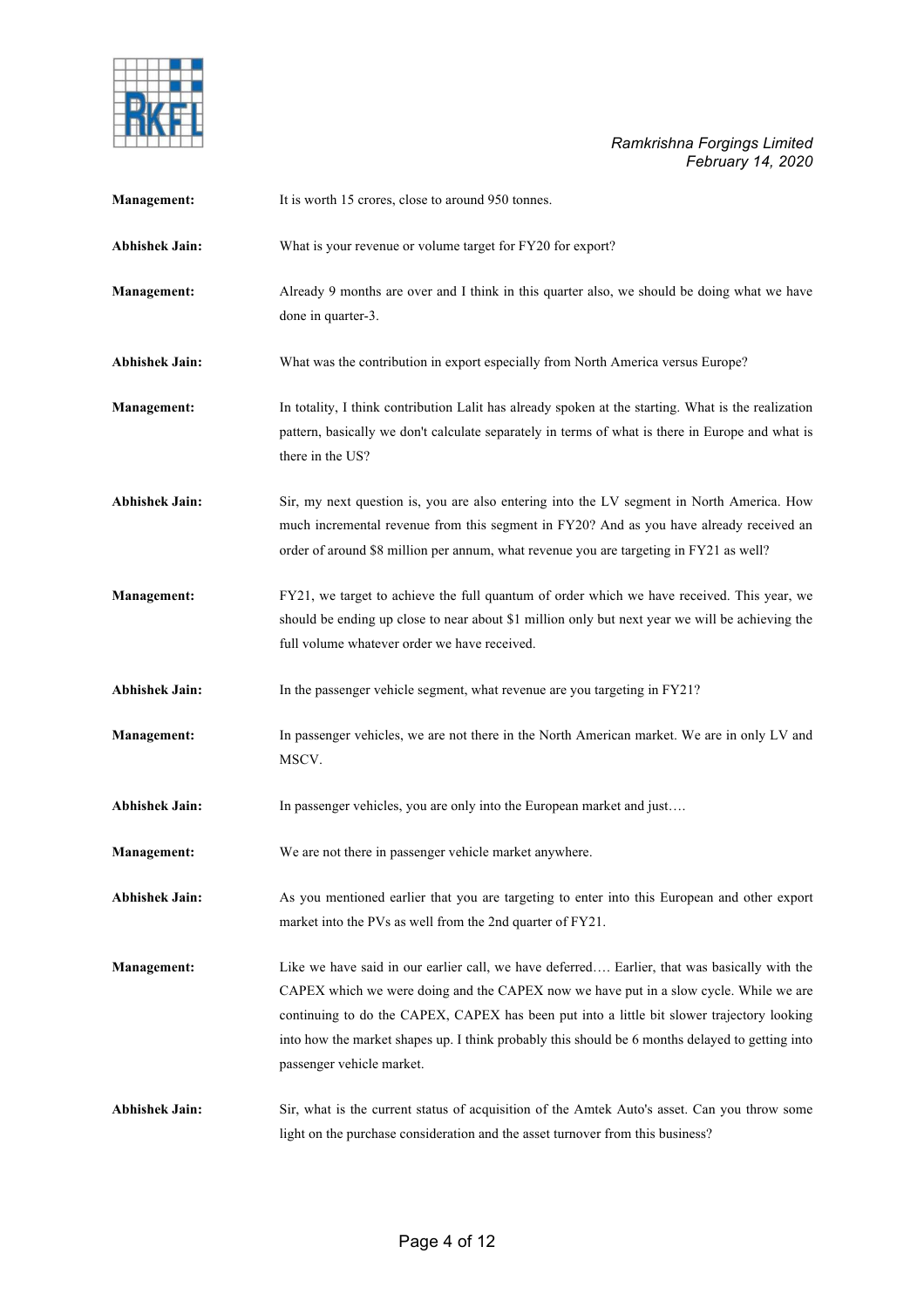**Management:** It is worth 15 crores, close to around 950 tonnes.

**Abhishek Jain:** What is your revenue or volume target for FY20 for export?

**Management:** Already 9 months are over and I think in this quarter also, we should be doing what we have done in quarter-3.

**Abhishek Jain:** What was the contribution in export especially from North America versus Europe?

**Management:** In totality, I think contribution Lalit has already spoken at the starting. What is the realization pattern, basically we don't calculate separately in terms of what is there in Europe and what is there in the US?

**Abhishek Jain:** Sir, my next question is, you are also entering into the LV segment in North America. How much incremental revenue from this segment in FY20? And as you have already received an order of around $8 million per annum, what revenue you are targeting in FY21 as well?

**Management:** FY21, we target to achieve the full quantum of order which we have received. This year, we should be ending up close to near about $1 million only but next year we will be achieving the full volume whatever order we have received.

**Abhishek Jain:** In the passenger vehicle segment, what revenue are you targeting in FY21?

**Management:** In passenger vehicles, we are not there in the North American market. We are in only LV and MSCV.

**Abhishek Jain:** In passenger vehicles, you are only into the European market and just….

**Management:** We are not there in passenger vehicle market anywhere.

**Abhishek Jain:** As you mentioned earlier that you are targeting to enter into this European and other export market into the PVs as well from the 2nd quarter of FY21.

**Management:** Like we have said in our earlier call, we have deferred…. Earlier, that was basically with the CAPEX which we were doing and the CAPEX now we have put in a slow cycle. While we are continuing to do the CAPEX, CAPEX has been put into a little bit slower trajectory looking into how the market shapes up. I think probably this should be 6 months delayed to getting into passenger vehicle market.

**Abhishek Jain:** Sir, what is the current status of acquisition of the Amtek Auto's asset. Can you throw some light on the purchase consideration and the asset turnover from this business?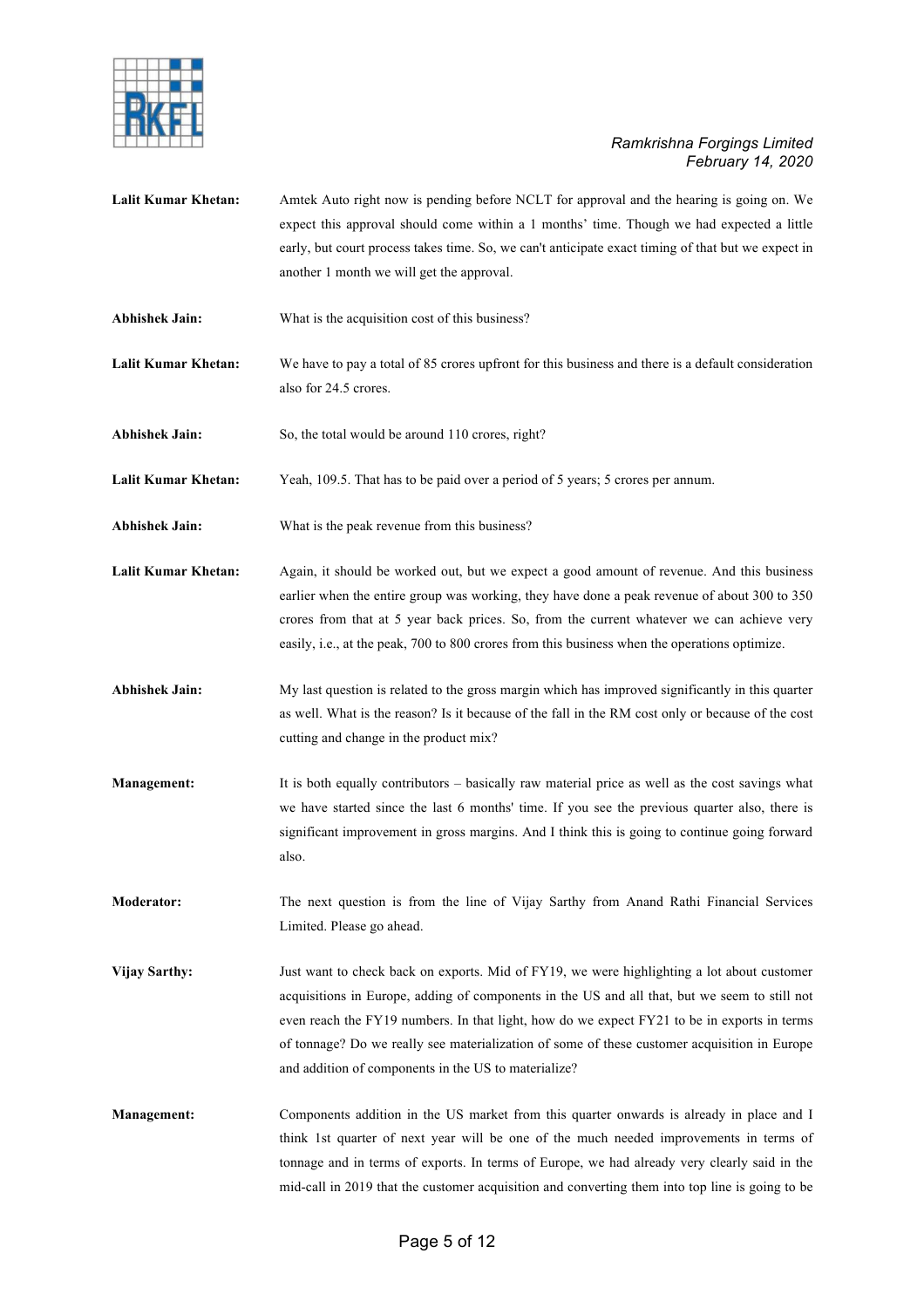**Lalit Kumar Khetan:** Amtek Auto right now is pending before NCLT for approval and the hearing is going on. We expect this approval should come within a 1 months' time. Though we had expected a little early, but court process takes time. So, we can't anticipate exact timing of that but we expect in another 1 month we will get the approval.

**Abhishek Jain:** What is the acquisition cost of this business?

**Lalit Kumar Khetan:** We have to pay a total of 85 crores upfront for this business and there is a default consideration also for 24.5 crores.

**Abhishek Jain:** So, the total would be around 110 crores, right?

**Lalit Kumar Khetan:** Yeah, 109.5. That has to be paid over a period of 5 years; 5 crores per annum.

**Abhishek Jain:** What is the peak revenue from this business?

**Lalit Kumar Khetan:** Again, it should be worked out, but we expect a good amount of revenue. And this business earlier when the entire group was working, they have done a peak revenue of about 300 to 350 crores from that at 5 year back prices. So, from the current whatever we can achieve very easily, i.e., at the peak, 700 to 800 crores from this business when the operations optimize.

**Abhishek Jain:** My last question is related to the gross margin which has improved significantly in this quarter as well. What is the reason? Is it because of the fall in the RM cost only or because of the cost cutting and change in the product mix?

**Management:** It is both equally contributors – basically raw material price as well as the cost savings what we have started since the last 6 months' time. If you see the previous quarter also, there is significant improvement in gross margins. And I think this is going to continue going forward also.

**Moderator:** The next question is from the line of Vijay Sarthy from Anand Rathi Financial Services Limited. Please go ahead.

**Vijay Sarthy:** Just want to check back on exports. Mid of FY19, we were highlighting a lot about customer acquisitions in Europe, adding of components in the US and all that, but we seem to still not even reach the FY19 numbers. In that light, how do we expect FY21 to be in exports in terms of tonnage? Do we really see materialization of some of these customer acquisition in Europe and addition of components in the US to materialize?

**Management:** Components addition in the US market from this quarter onwards is already in place and I think 1st quarter of next year will be one of the much needed improvements in terms of tonnage and in terms of exports. In terms of Europe, we had already very clearly said in the mid-call in 2019 that the customer acquisition and converting them into top line is going to be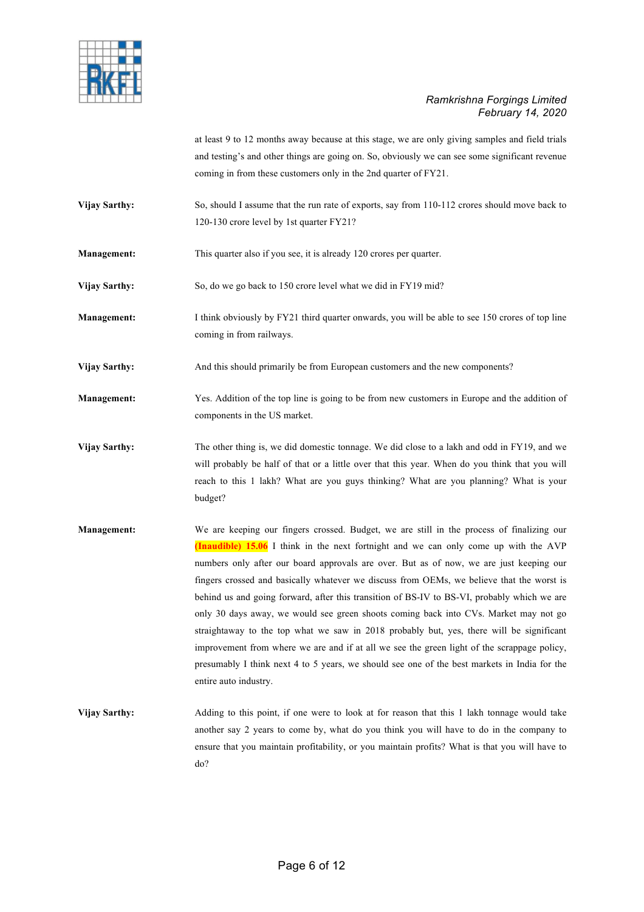at least 9 to 12 months away because at this stage, we are only giving samples and field trials and testing's and other things are going on. So, obviously we can see some significant revenue coming in from these customers only in the 2nd quarter of FY21.

**Vijay Sarthy:** So, should I assume that the run rate of exports, say from 110-112 crores should move back to 120-130 crore level by 1st quarter FY21?

**Management:** This quarter also if you see, it is already 120 crores per quarter.

**Vijay Sarthy:** So, do we go back to 150 crore level what we did in FY19 mid?

**Management:** I think obviously by FY21 third quarter onwards, you will be able to see 150 crores of top line coming in from railways.

**Vijay Sarthy:** And this should primarily be from European customers and the new components?

**Management:** Yes. Addition of the top line is going to be from new customers in Europe and the addition of components in the US market.

**Vijay Sarthy:** The other thing is, we did domestic tonnage. We did close to a lakh and odd in FY19, and we will probably be half of that or a little over that this year. When do you think that you will reach to this 1 lakh? What are you guys thinking? What are you planning? What is your budget?

**Management:** We are keeping our fingers crossed. Budget, we are still in the process of finalizing our **(Inaudible) 15.06** I think in the next fortnight and we can only come up with the AVP numbers only after our board approvals are over. But as of now, we are just keeping our fingers crossed and basically whatever we discuss from OEMs, we believe that the worst is behind us and going forward, after this transition of BS-IV to BS-VI, probably which we are only 30 days away, we would see green shoots coming back into CVs. Market may not go straightaway to the top what we saw in 2018 probably but, yes, there will be significant improvement from where we are and if at all we see the green light of the scrappage policy, presumably I think next 4 to 5 years, we should see one of the best markets in India for the entire auto industry.

**Vijay Sarthy:** Adding to this point, if one were to look at for reason that this 1 lakh tonnage would take another say 2 years to come by, what do you think you will have to do in the company to ensure that you maintain profitability, or you maintain profits? What is that you will have to do?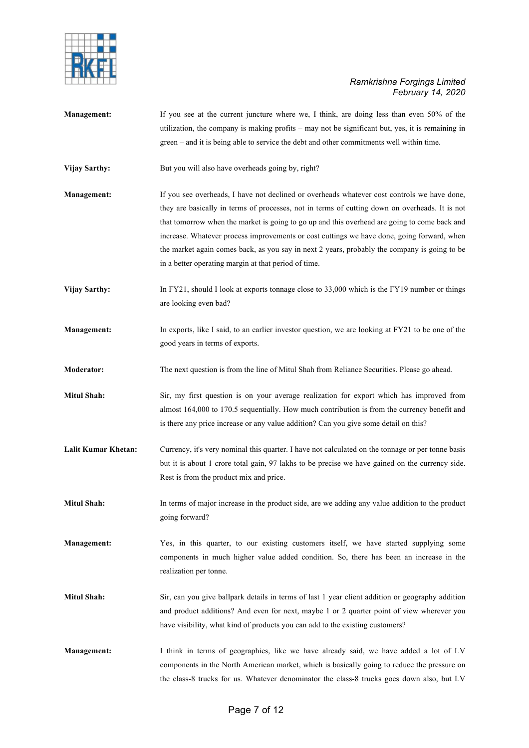**Management:** If you see at the current juncture where we, I think, are doing less than even 50% of the utilization, the company is making profits – may not be significant but, yes, it is remaining in green – and it is being able to service the debt and other commitments well within time.

**Vijay Sarthy:** But you will also have overheads going by, right?

**Management:** If you see overheads, I have not declined or overheads whatever cost controls we have done, they are basically in terms of processes, not in terms of cutting down on overheads. It is not that tomorrow when the market is going to go up and this overhead are going to come back and increase. Whatever process improvements or cost cuttings we have done, going forward, when the market again comes back, as you say in next 2 years, probably the company is going to be in a better operating margin at that period of time.

**Vijay Sarthy:** In FY21, should I look at exports tonnage close to 33,000 which is the FY19 number or things are looking even bad?

**Management:** In exports, like I said, to an earlier investor question, we are looking at FY21 to be one of the good years in terms of exports.

**Moderator:** The next question is from the line of Mitul Shah from Reliance Securities. Please go ahead.

**Mitul Shah:** Sir, my first question is on your average realization for export which has improved from almost 164,000 to 170.5 sequentially. How much contribution is from the currency benefit and is there any price increase or any value addition? Can you give some detail on this?

**Lalit Kumar Khetan:** Currency, it's very nominal this quarter. I have not calculated on the tonnage or per tonne basis but it is about 1 crore total gain, 97 lakhs to be precise we have gained on the currency side. Rest is from the product mix and price.

**Mitul Shah:** In terms of major increase in the product side, are we adding any value addition to the product going forward?

**Management:** Yes, in this quarter, to our existing customers itself, we have started supplying some components in much higher value added condition. So, there has been an increase in the realization per tonne.

**Mitul Shah:** Sir, can you give ballpark details in terms of last 1 year client addition or geography addition and product additions? And even for next, maybe 1 or 2 quarter point of view wherever you have visibility, what kind of products you can add to the existing customers?

**Management:** I think in terms of geographies, like we have already said, we have added a lot of LV components in the North American market, which is basically going to reduce the pressure on the class-8 trucks for us. Whatever denominator the class-8 trucks goes down also, but LV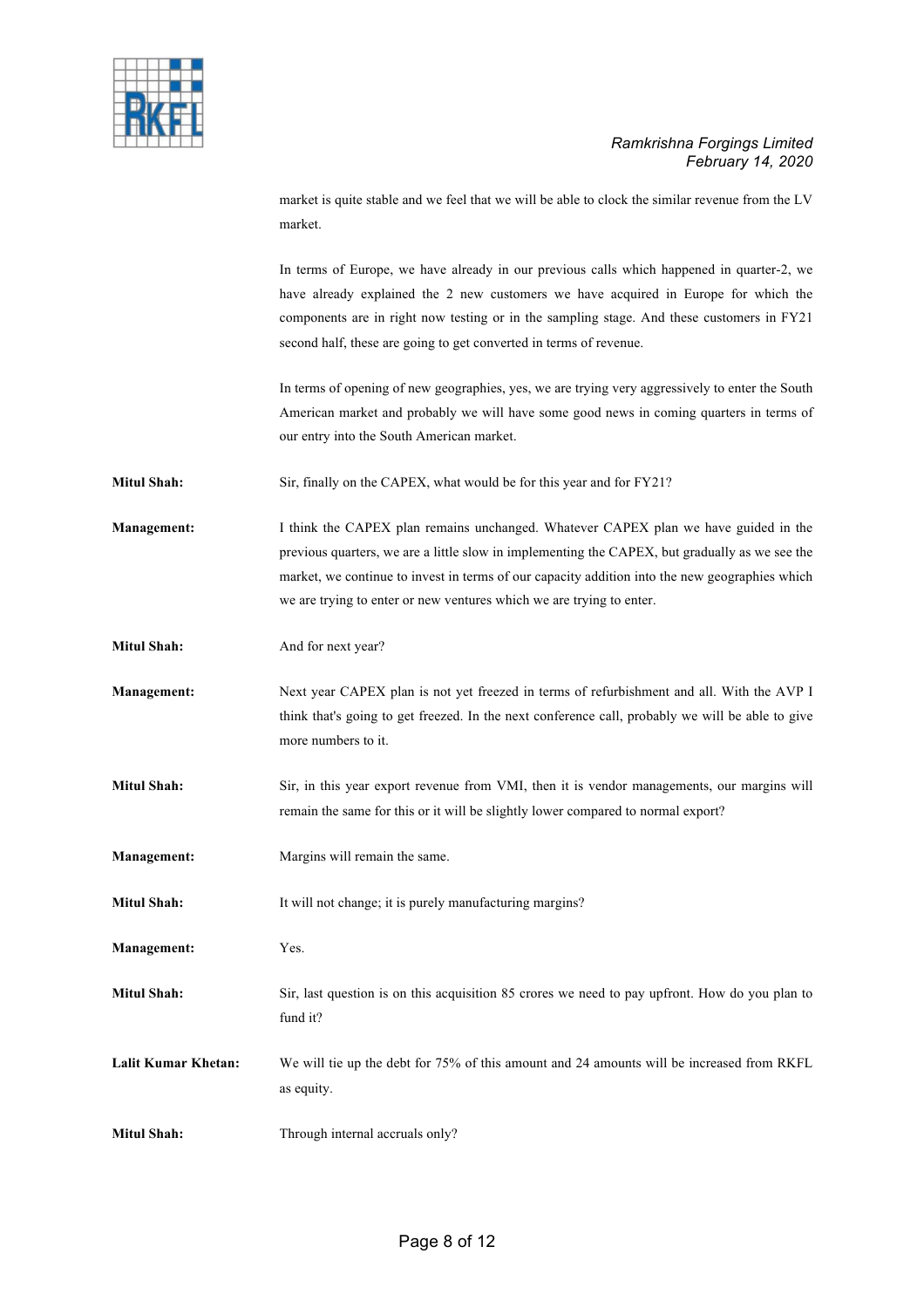market is quite stable and we feel that we will be able to clock the similar revenue from the LV market.

In terms of Europe, we have already in our previous calls which happened in quarter-2, we have already explained the 2 new customers we have acquired in Europe for which the components are in right now testing or in the sampling stage. And these customers in FY21 second half, these are going to get converted in terms of revenue.

In terms of opening of new geographies, yes, we are trying very aggressively to enter the South American market and probably we will have some good news in coming quarters in terms of our entry into the South American market.

**Mitul Shah:** Sir, finally on the CAPEX, what would be for this year and for FY21?

**Management:** I think the CAPEX plan remains unchanged. Whatever CAPEX plan we have guided in the previous quarters, we are a little slow in implementing the CAPEX, but gradually as we see the market, we continue to invest in terms of our capacity addition into the new geographies which we are trying to enter or new ventures which we are trying to enter.

**Mitul Shah:** And for next year?

**Management:** Next year CAPEX plan is not yet freezed in terms of refurbishment and all. With the AVP I think that's going to get freezed. In the next conference call, probably we will be able to give more numbers to it.

**Mitul Shah:** Sir, in this year export revenue from VMI, then it is vendor managements, our margins will remain the same for this or it will be slightly lower compared to normal export?

**Management:** Margins will remain the same.

**Mitul Shah:** It will not change; it is purely manufacturing margins?

**Management:** Yes.

**Mitul Shah:** Sir, last question is on this acquisition 85 crores we need to pay upfront. How do you plan to fund it?

**Lalit Kumar Khetan:** We will tie up the debt for 75% of this amount and 24 amounts will be increased from RKFL as equity.

**Mitul Shah:** Through internal accruals only?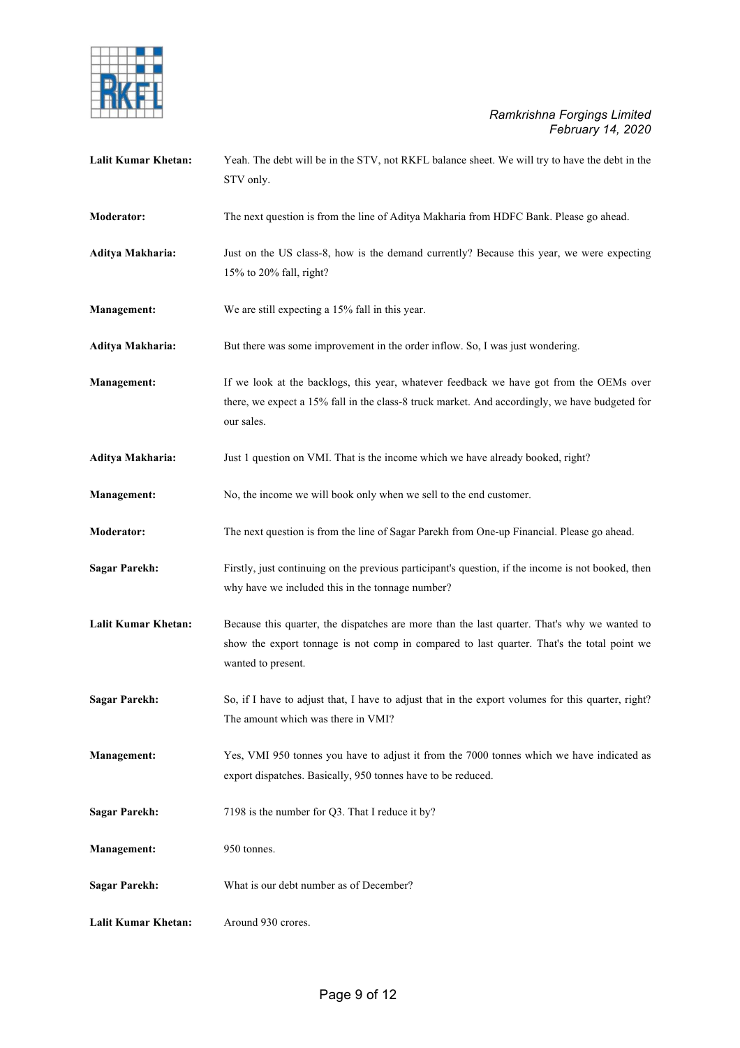**Lalit Kumar Khetan:** Yeah. The debt will be in the STV, not RKFL balance sheet. We will try to have the debt in the STV only.

**Moderator:** The next question is from the line of Aditya Makharia from HDFC Bank. Please go ahead.

**Aditya Makharia:** Just on the US class-8, how is the demand currently? Because this year, we were expecting 15% to 20% fall, right?

**Management:** We are still expecting a 15% fall in this year.

**Aditya Makharia:** But there was some improvement in the order inflow. So, I was just wondering.

**Management:** If we look at the backlogs, this year, whatever feedback we have got from the OEMs over there, we expect a 15% fall in the class-8 truck market. And accordingly, we have budgeted for our sales.

**Aditya Makharia:** Just 1 question on VMI. That is the income which we have already booked, right?

**Management:** No, the income we will book only when we sell to the end customer.

**Moderator:** The next question is from the line of Sagar Parekh from One-up Financial. Please go ahead.

**Sagar Parekh:** Firstly, just continuing on the previous participant's question, if the income is not booked, then why have we included this in the tonnage number?

**Lalit Kumar Khetan:** Because this quarter, the dispatches are more than the last quarter. That's why we wanted to show the export tonnage is not comp in compared to last quarter. That's the total point we wanted to present.

**Sagar Parekh:** So, if I have to adjust that, I have to adjust that in the export volumes for this quarter, right? The amount which was there in VMI?

**Management:** Yes, VMI 950 tonnes you have to adjust it from the 7000 tonnes which we have indicated as export dispatches. Basically, 950 tonnes have to be reduced.

**Sagar Parekh:** 7198 is the number for Q3. That I reduce it by?

**Management:** 950 tonnes.

**Sagar Parekh:** What is our debt number as of December?

**Lalit Kumar Khetan:** Around 930 crores.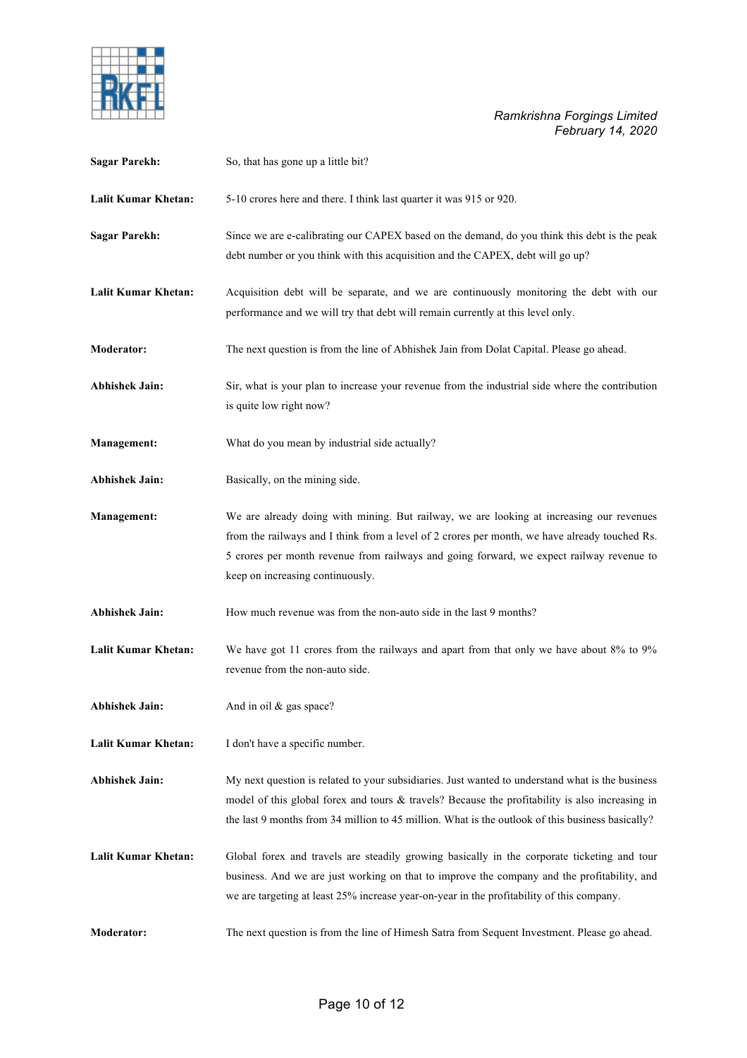**Sagar Parekh:** So, that has gone up a little bit?

**Lalit Kumar Khetan:** 5-10 crores here and there. I think last quarter it was 915 or 920.

**Sagar Parekh:** Since we are e-calibrating our CAPEX based on the demand, do you think this debt is the peak debt number or you think with this acquisition and the CAPEX, debt will go up?

**Lalit Kumar Khetan:** Acquisition debt will be separate, and we are continuously monitoring the debt with our performance and we will try that debt will remain currently at this level only.

**Moderator:** The next question is from the line of Abhishek Jain from Dolat Capital. Please go ahead.

**Abhishek Jain:** Sir, what is your plan to increase your revenue from the industrial side where the contribution is quite low right now?

**Management:** What do you mean by industrial side actually?

**Abhishek Jain:** Basically, on the mining side.

**Management:** We are already doing with mining. But railway, we are looking at increasing our revenues from the railways and I think from a level of 2 crores per month, we have already touched Rs. 5 crores per month revenue from railways and going forward, we expect railway revenue to keep on increasing continuously.

**Abhishek Jain:** How much revenue was from the non-auto side in the last 9 months?

**Lalit Kumar Khetan:** We have got 11 crores from the railways and apart from that only we have about 8% to 9% revenue from the non-auto side.

**Abhishek Jain:** And in oil & gas space?

**Lalit Kumar Khetan:** I don't have a specific number.

**Abhishek Jain:** My next question is related to your subsidiaries. Just wanted to understand what is the business model of this global forex and tours & travels? Because the profitability is also increasing in the last 9 months from 34 million to 45 million. What is the outlook of this business basically?

**Lalit Kumar Khetan:** Global forex and travels are steadily growing basically in the corporate ticketing and tour business. And we are just working on that to improve the company and the profitability, and we are targeting at least 25% increase year-on-year in the profitability of this company.

**Moderator:** The next question is from the line of Himesh Satra from Sequent Investment. Please go ahead.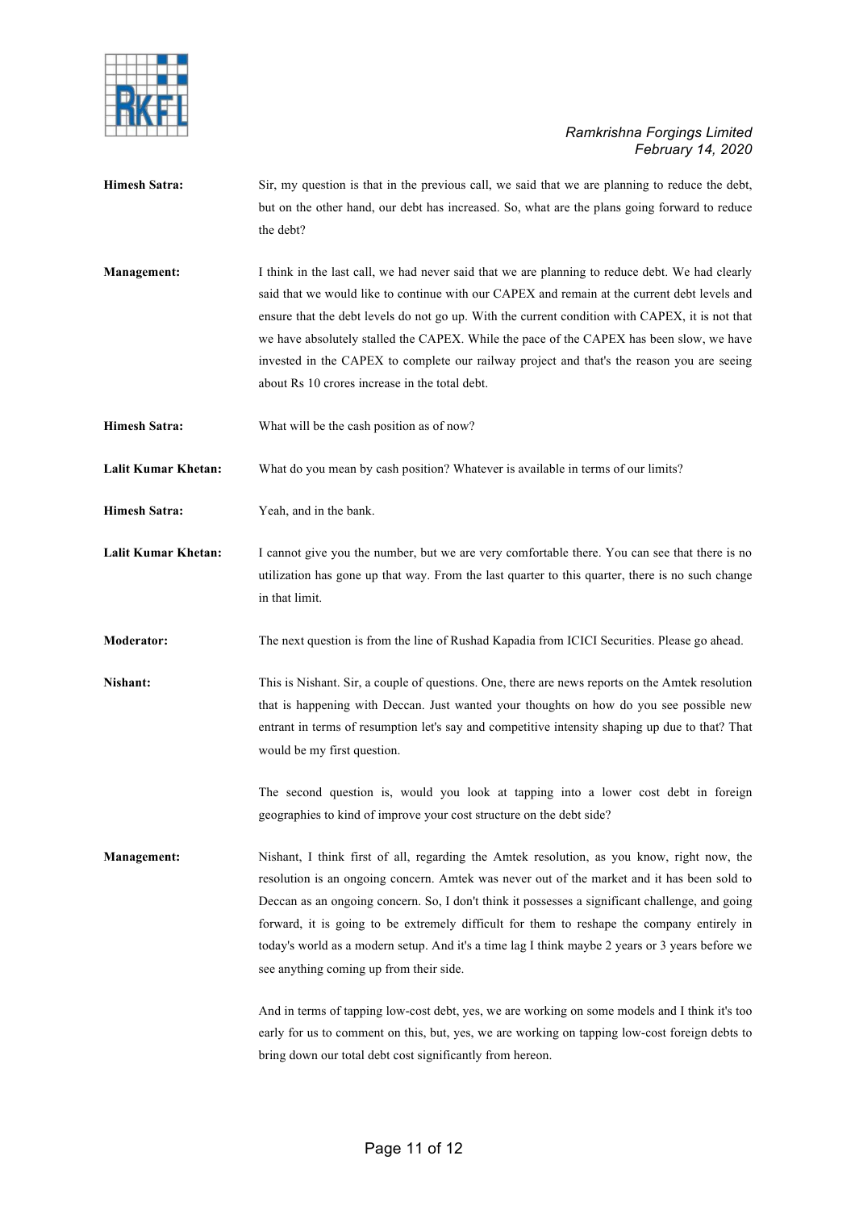**Himesh Satra:** Sir, my question is that in the previous call, we said that we are planning to reduce the debt, but on the other hand, our debt has increased. So, what are the plans going forward to reduce the debt?

**Management:** I think in the last call, we had never said that we are planning to reduce debt. We had clearly said that we would like to continue with our CAPEX and remain at the current debt levels and ensure that the debt levels do not go up. With the current condition with CAPEX, it is not that we have absolutely stalled the CAPEX. While the pace of the CAPEX has been slow, we have invested in the CAPEX to complete our railway project and that's the reason you are seeing about Rs 10 crores increase in the total debt.

**Himesh Satra:** What will be the cash position as of now?

**Lalit Kumar Khetan:** What do you mean by cash position? Whatever is available in terms of our limits?

**Himesh Satra:** Yeah, and in the bank.

**Lalit Kumar Khetan:** I cannot give you the number, but we are very comfortable there. You can see that there is no utilization has gone up that way. From the last quarter to this quarter, there is no such change in that limit.

**Moderator:** The next question is from the line of Rushad Kapadia from ICICI Securities. Please go ahead.

**Nishant:** This is Nishant. Sir, a couple of questions. One, there are news reports on the Amtek resolution that is happening with Deccan. Just wanted your thoughts on how do you see possible new entrant in terms of resumption let's say and competitive intensity shaping up due to that? That would be my first question.

The second question is, would you look at tapping into a lower cost debt in foreign geographies to kind of improve your cost structure on the debt side?

**Management:** Nishant, I think first of all, regarding the Amtek resolution, as you know, right now, the resolution is an ongoing concern. Amtek was never out of the market and it has been sold to Deccan as an ongoing concern. So, I don't think it possesses a significant challenge, and going forward, it is going to be extremely difficult for them to reshape the company entirely in today's world as a modern setup. And it's a time lag I think maybe 2 years or 3 years before we see anything coming up from their side.

And in terms of tapping low-cost debt, yes, we are working on some models and I think it's too early for us to comment on this, but, yes, we are working on tapping low-cost foreign debts to bring down our total debt cost significantly from hereon.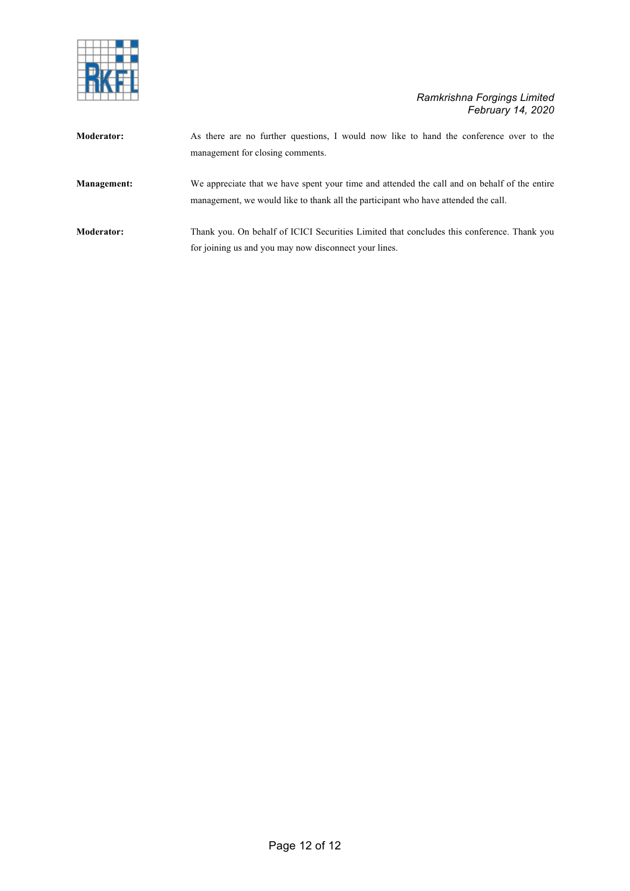**Moderator:** As there are no further questions, I would now like to hand the conference over to the management for closing comments.

**Management:** We appreciate that we have spent your time and attended the call and on behalf of the entire management, we would like to thank all the participant who have attended the call.

**Moderator:** Thank you. On behalf of ICICI Securities Limited that concludes this conference. Thank you for joining us and you may now disconnect your lines.